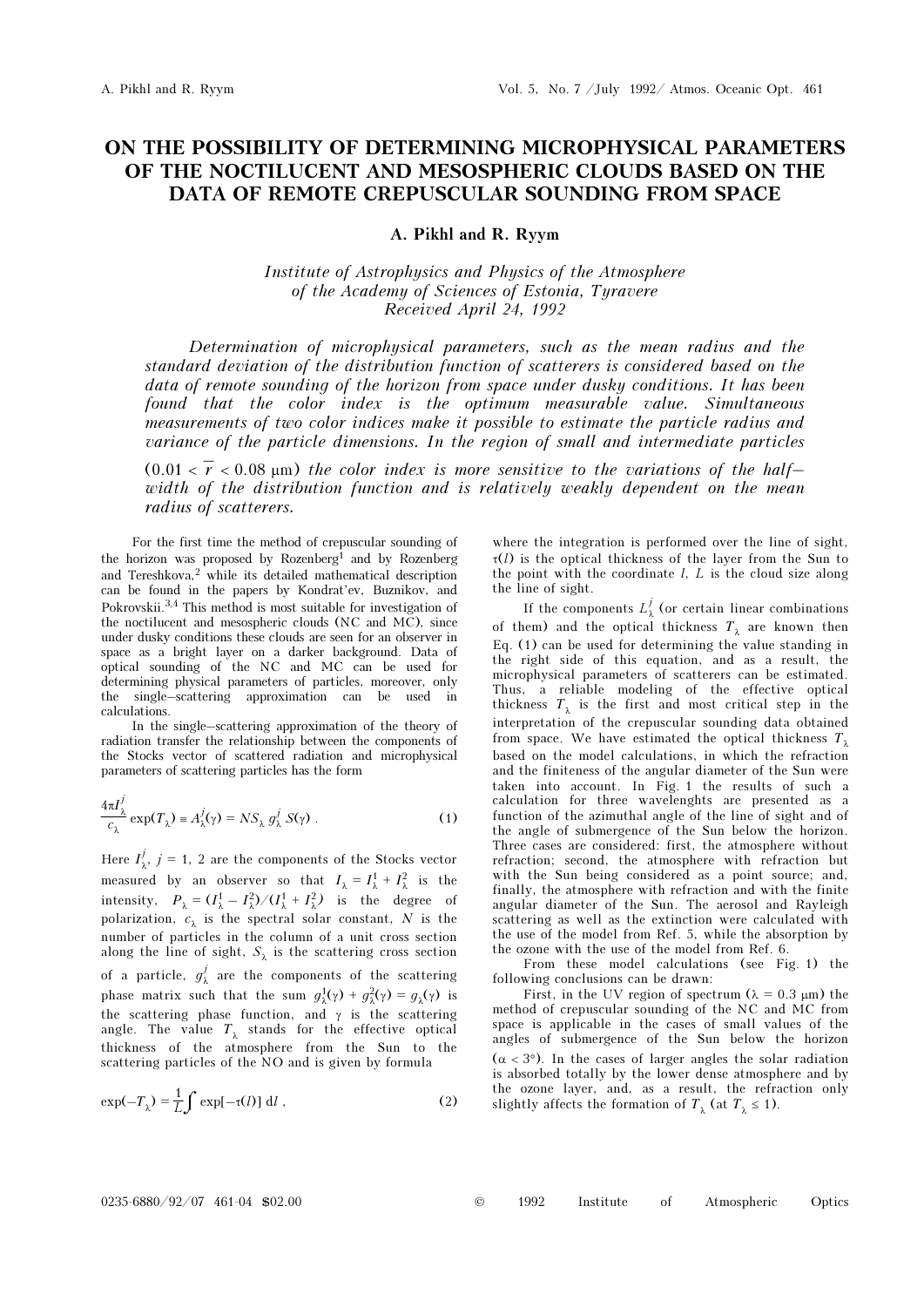# ON THE POSSIBILITY OF DETERMINING MICROPHYSICAL PARAMETERS OF THE NOCTILUCENT AND MESOSPHERIC CLOUDS BASED ON THE DATA OF REMOTE CREPUSCULAR SOUNDING FROM SPACE

**A. Pikhl and R. Ryym**

*Institute of Astrophysics and Physics of the Atmosphere of the Academy of Sciences of Estonia, Tyravere*
*Received April 24, 1992*

*Determination of microphysical parameters, such as the mean radius and the standard deviation of the distribution function of scatterers is considered based on the data of remote sounding of the horizon from space under dusky conditions. It has been found that the color index is the optimum measurable value. Simultaneous measurements of two color indices make it possible to estimate the particle radius and variance of the particle dimensions. In the region of small and intermediate particles ($0.01 < \overline{r} < 0.08$ μm) the color index is more sensitive to the variations of the half-width of the distribution function and is relatively weakly dependent on the mean radius of scatterers.*

For the first time the method of crepuscular sounding of the horizon was proposed by Rozenberg[1] and by Rozenberg and Tereshkova,[2] while its detailed mathematical description can be found in the papers by Kondrat'ev, Buznikov, and Pokrovskii.[3,4] This method is most suitable for investigation of the noctilucent and mesospheric clouds (NC and MC), since under dusky conditions these clouds are seen for an observer in space as a bright layer on a darker background. Data of optical sounding of the NC and MC can be used for determining physical parameters of particles, moreover, only the single-scattering approximation can be used in calculations.

In the single-scattering approximation of the theory of radiation transfer the relationship between the components of the Stocks vector of scattered radiation and microphysical parameters of scattering particles has the form

$$\frac{4\pi I_\lambda^j}{c_\lambda}\exp(T_\lambda) \equiv A_\lambda^j(\gamma) = NS_\lambda\, g_\lambda^j\, S(\gamma)\ . \qquad (1)$$

Here $I_\lambda^j$, $j = 1, 2$ are the components of the Stocks vector measured by an observer so that $I_\lambda = I_\lambda^1 + I_\lambda^2$ is the intensity, $P_\lambda = (I_\lambda^1 - I_\lambda^2)/(I_\lambda^1 + I_\lambda^2)$ is the degree of polarization, $c_\lambda$ is the spectral solar constant, $N$ is the number of particles in the column of a unit cross section along the line of sight, $S_\lambda$ is the scattering cross section of a particle, $g_\lambda^j$ are the components of the scattering phase matrix such that the sum $g_\lambda^1(\gamma) + g_\lambda^2(\gamma) = g_\lambda(\gamma)$ is the scattering phase function, and $\gamma$ is the scattering angle. The value $T_\lambda$ stands for the effective optical thickness of the atmosphere from the Sun to the scattering particles of the NO and is given by formula

$$\exp(-T_\lambda) = \frac{1}{L}\int \exp[-\tau(l)]\,\mathrm{d}l\ , \qquad (2)$$

where the integration is performed over the line of sight, $\tau(l)$ is the optical thickness of the layer from the Sun to the point with the coordinate $l$, $L$ is the cloud size along the line of sight.

If the components $L_\lambda^j$ (or certain linear combinations of them) and the optical thickness $T_\lambda$ are known then Eq. (1) can be used for determining the value standing in the right side of this equation, and as a result, the microphysical parameters of scatterers can be estimated. Thus, a reliable modeling of the effective optical thickness $T_\lambda$ is the first and most critical step in the interpretation of the crepuscular sounding data obtained from space. We have estimated the optical thickness $T_\lambda$ based on the model calculations, in which the refraction and the finiteness of the angular diameter of the Sun were taken into account. In Fig. 1 the results of such a calculation for three wavelenghts are presented as a function of the azimuthal angle of the line of sight and of the angle of submergence of the Sun below the horizon. Three cases are considered: first, the atmosphere without refraction; second, the atmosphere with refraction but with the Sun being considered as a point source; and, finally, the atmosphere with refraction and with the finite angular diameter of the Sun. The aerosol and Rayleigh scattering as well as the extinction were calculated with the use of the model from Ref. 5, while the absorption by the ozone with the use of the model from Ref. 6.

From these model calculations (see Fig. 1) the following conclusions can be drawn:

First, in the UV region of spectrum ($\lambda = 0.3$ μm) the method of crepuscular sounding of the NC and MC from space is applicable in the cases of small values of the angles of submergence of the Sun below the horizon ($\alpha < 3°$). In the cases of larger angles the solar radiation is absorbed totally by the lower dense atmosphere and by the ozone layer, and, as a result, the refraction only slightly affects the formation of $T_\lambda$ (at $T_\lambda \leq 1$).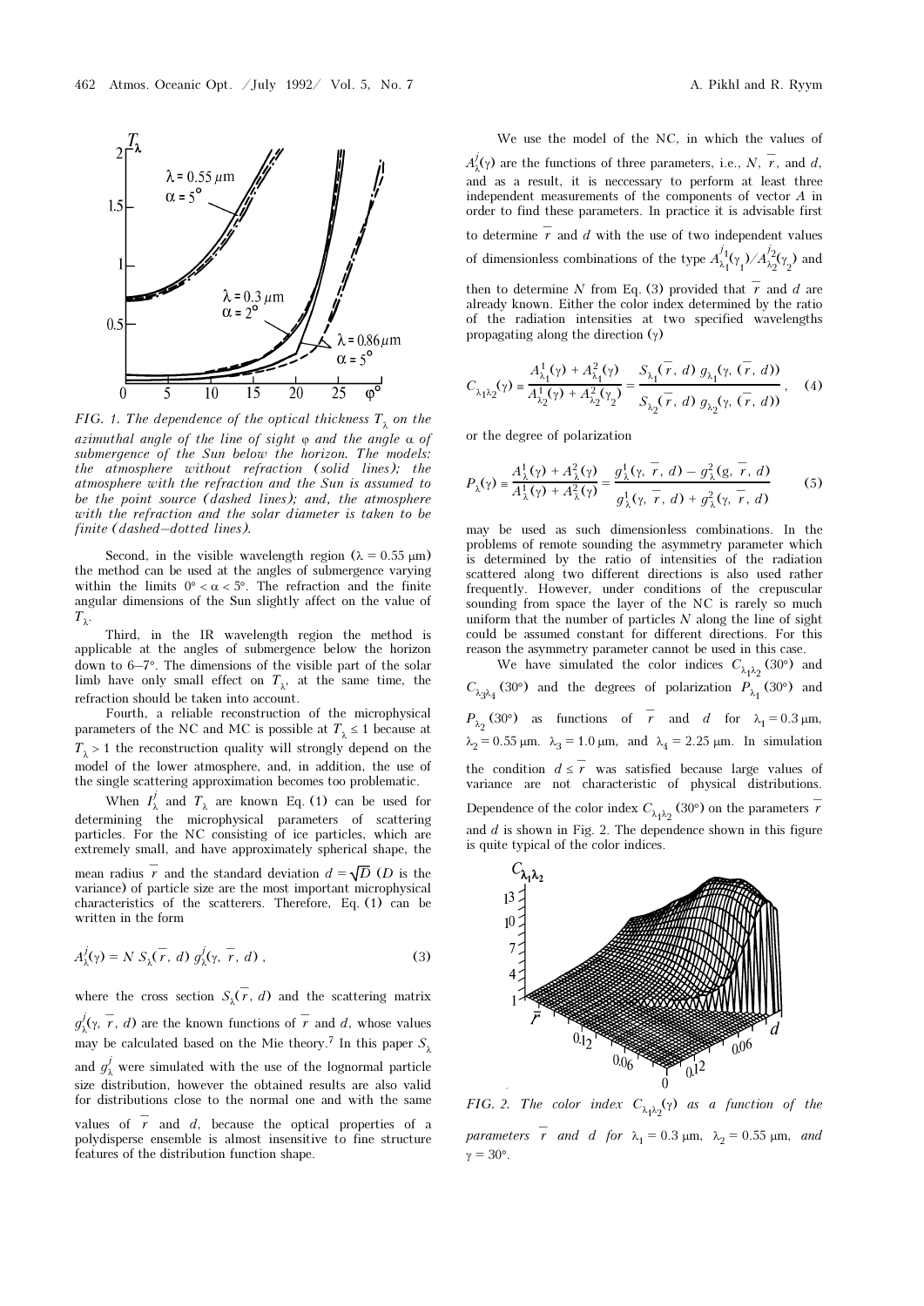*FIG. 1. The dependence of the optical thickness $T_\lambda$ on the azimuthal angle of the line of sight $\varphi$ and the angle $\alpha$ of submergence of the Sun below the horizon. The models: the atmosphere without refraction (solid lines); the atmosphere with the refraction and the Sun is assumed to be the point source (dashed lines); and, the atmosphere with the refraction and the solar diameter is taken to be finite (dashed–dotted lines).*

Second, in the visible wavelength region ($\lambda = 0.55$ μm) the method can be used at the angles of submergence varying within the limits $0° < \alpha < 5°$. The refraction and the finite angular dimensions of the Sun slightly affect on the value of $T_\lambda$.

Third, in the IR wavelength region the method is applicable at the angles of submergence below the horizon down to 6–7°. The dimensions of the visible part of the solar limb have only small effect on $T_\lambda$, at the same time, the refraction should be taken into account.

Fourth, a reliable reconstruction of the microphysical parameters of the NC and MC is possible at $T_\lambda \leq 1$ because at $T_\lambda > 1$ the reconstruction quality will strongly depend on the model of the lower atmosphere, and, in addition, the use of the single scattering approximation becomes too problematic.

When $I_\lambda^j$ and $T_\lambda$ are known Eq. (1) can be used for determining the microphysical parameters of scattering particles. For the NC consisting of ice particles, which are extremely small, and have approximately spherical shape, the mean radius $\bar{r}$ and the standard deviation $d = \sqrt{D}$ ($D$ is the variance) of particle size are the most important microphysical characteristics of the scatterers. Therefore, Eq. (1) can be written in the form

$$A_\lambda^j(\gamma) = N\, S_\lambda(\bar{r},\, d)\, g_\lambda^j(\gamma,\, \bar{r},\, d)\,, \tag{3}$$

where the cross section $S_\lambda(\bar{r}, d)$ and the scattering matrix $g_\lambda^j(\gamma, \bar{r}, d)$ are the known functions of $\bar{r}$ and $d$, whose values may be calculated based on the Mie theory.[7] In this paper $S_\lambda$ and $g_\lambda^j$ were simulated with the use of the lognormal particle size distribution, however the obtained results are also valid for distributions close to the normal one and with the same values of $\bar{r}$ and $d$, because the optical properties of a polydisperse ensemble is almost insensitive to fine structure features of the distribution function shape.

We use the model of the NC, in which the values of $A_\lambda^j(\gamma)$ are the functions of three parameters, i.e., $N$, $\bar{r}$, and $d$, and as a result, it is neccessary to perform at least three independent measurements of the components of vector $A$ in order to find these parameters. In practice it is advisable first to determine $\bar{r}$ and $d$ with the use of two independent values of dimensionless combinations of the type $A_{\lambda_1}^{j_1}(\gamma_1)/A_{\lambda_2}^{j_2}(\gamma_2)$ and then to determine $N$ from Eq. (3) provided that $\bar{r}$ and $d$ are already known. Either the color index determined by the ratio of the radiation intensities at two specified wavelengths propagating along the direction ($\gamma$)

$$C_{\lambda_1\lambda_2}(\gamma) \equiv \frac{A_{\lambda_1}^1(\gamma) + A_{\lambda_1}^2(\gamma)}{A_{\lambda_2}^1(\gamma) + A_{\lambda_2}^2(\gamma_2)} = \frac{S_{\lambda_1}(\bar{r},\, d)\, g_{\lambda_1}(\gamma,\, (\bar{r},\, d))}{S_{\lambda_2}(\bar{r},\, d)\, g_{\lambda_2}(\gamma,\, (\bar{r},\, d))}\,, \tag{4}$$

or the degree of polarization

$$P_\lambda(\gamma) \equiv \frac{A_\lambda^1(\gamma) + A_\lambda^2(\gamma)}{A_\lambda^1(\gamma) + A_\lambda^2(\gamma)} = \frac{g_\lambda^1(\gamma,\, \bar{r},\, d) - g_\lambda^2(g,\, \bar{r},\, d)}{g_\lambda^1(\gamma,\, \bar{r},\, d) + g_\lambda^2(\gamma,\, \bar{r},\, d)} \tag{5}$$

may be used as such dimensionless combinations. In the problems of remote sounding the asymmetry parameter which is determined by the ratio of intensities of the radiation scattered along two different directions is also used rather frequently. However, under conditions of the crepuscular sounding from space the layer of the NC is rarely so much uniform that the number of particles $N$ along the line of sight could be assumed constant for different directions. For this reason the asymmetry parameter cannot be used in this case.

We have simulated the color indices $C_{\lambda_1\lambda_2}(30°)$ and $C_{\lambda_3\lambda_4}(30°)$ and the degrees of polarization $P_{\lambda_1}(30°)$ and $P_{\lambda_2}(30°)$ as functions of $\bar{r}$ and $d$ for $\lambda_1 = 0.3$ μm, $\lambda_2 = 0.55$ μm, $\lambda_3 = 1.0$ μm, and $\lambda_4 = 2.25$ μm. In simulation the condition $d \leq \bar{r}$ was satisfied because large values of variance are not characteristic of physical distributions. Dependence of the color index $C_{\lambda_1\lambda_2}(30°)$ on the parameters $\bar{r}$ and $d$ is shown in Fig. 2. The dependence shown in this figure is quite typical of the color indices.

*FIG. 2. The color index $C_{\lambda_1\lambda_2}(\gamma)$ as a function of the parameters $\bar{r}$ and $d$ for $\lambda_1 = 0.3$ μm, $\lambda_2 = 0.55$ μm, and $\gamma = 30°$.*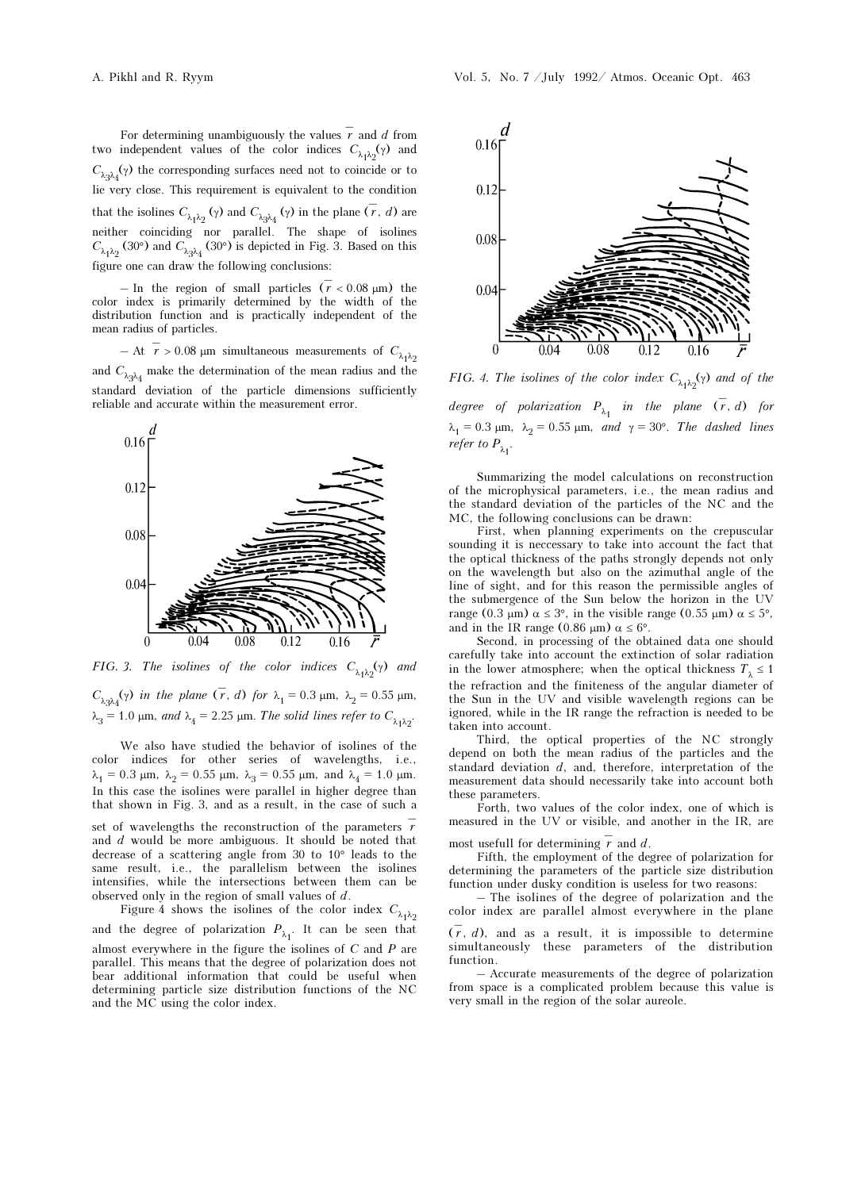For determining unambiguously the values $\bar{r}$ and $d$ from two independent values of the color indices $C_{\lambda_1\lambda_2}(\gamma)$ and $C_{\lambda_3\lambda_4}(\gamma)$ the corresponding surfaces need not to coincide or to lie very close. This requirement is equivalent to the condition that the isolines $C_{\lambda_1\lambda_2}(\gamma)$ and $C_{\lambda_3\lambda_4}(\gamma)$ in the plane $(\bar{r}, d)$ are neither coinciding nor parallel. The shape of isolines $C_{\lambda_1\lambda_2}(30°)$ and $C_{\lambda_3\lambda_4}(30°)$ is depicted in Fig. 3. Based on this figure one can draw the following conclusions:

– In the region of small particles ($\bar{r} < 0.08$ μm) the color index is primarily determined by the width of the distribution function and is practically independent of the mean radius of particles.

– At $\bar{r} > 0.08$ μm simultaneous measurements of $C_{\lambda_1\lambda_2}$ and $C_{\lambda_3\lambda_4}$ make the determination of the mean radius and the standard deviation of the particle dimensions sufficiently reliable and accurate within the measurement error.

*FIG. 3. The isolines of the color indices $C_{\lambda_1\lambda_2}(\gamma)$ and $C_{\lambda_3\lambda_4}(\gamma)$ in the plane $(\bar{r}, d)$ for $\lambda_1 = 0.3$ μm, $\lambda_2 = 0.55$ μm, $\lambda_3 = 1.0$ μm, and $\lambda_4 = 2.25$ μm. The solid lines refer to $C_{\lambda_1\lambda_2}$.*

We also have studied the behavior of isolines of the color indices for other series of wavelengths, i.e., $\lambda_1 = 0.3$ μm, $\lambda_2 = 0.55$ μm, $\lambda_3 = 0.55$ μm, and $\lambda_4 = 1.0$ μm. In this case the isolines were parallel in higher degree than that shown in Fig. 3, and as a result, in the case of such a set of wavelengths the reconstruction of the parameters $\bar{r}$ and $d$ would be more ambiguous. It should be noted that decrease of a scattering angle from 30 to 10° leads to the same result, i.e., the parallelism between the isolines intensifies, while the intersections between them can be observed only in the region of small values of $d$.

Figure 4 shows the isolines of the color index $C_{\lambda_1\lambda_2}$ and the degree of polarization $P_{\lambda_1}$. It can be seen that almost everywhere in the figure the isolines of $C$ and $P$ are parallel. This means that the degree of polarization does not bear additional information that could be useful when determining particle size distribution functions of the NC and the MC using the color index.

*FIG. 4. The isolines of the color index $C_{\lambda_1\lambda_2}(\gamma)$ and of the degree of polarization $P_{\lambda_1}$ in the plane $(\bar{r}, d)$ for $\lambda_1 = 0.3$ μm, $\lambda_2 = 0.55$ μm, and $\gamma = 30°$. The dashed lines refer to $P_{\lambda_1}$.*

Summarizing the model calculations on reconstruction of the microphysical parameters, i.e., the mean radius and the standard deviation of the particles of the NC and the MC, the following conclusions can be drawn:

First, when planning experiments on the crepuscular sounding it is neccessary to take into account the fact that the optical thickness of the paths strongly depends not only on the wavelength but also on the azimuthal angle of the line of sight, and for this reason the permissible angles of the submergence of the Sun below the horizon in the UV range (0.3 μm) $\alpha \le 3°$, in the visible range (0.55 μm) $\alpha \le 5°$, and in the IR range (0.86 μm) $\alpha \le 6°$.

Second, in processing of the obtained data one should carefully take into account the extinction of solar radiation in the lower atmosphere; when the optical thickness $T_\lambda \le 1$ the refraction and the finiteness of the angular diameter of the Sun in the UV and visible wavelength regions can be ignored, while in the IR range the refraction is needed to be taken into account.

Third, the optical properties of the NC strongly depend on both the mean radius of the particles and the standard deviation $d$, and, therefore, interpretation of the measurement data should necessarily take into account both these parameters.

Forth, two values of the color index, one of which is measured in the UV or visible, and another in the IR, are most usefull for determining $\bar{r}$ and $d$.

Fifth, the employment of the degree of polarization for determining the parameters of the particle size distribution function under dusky condition is useless for two reasons:

– The isolines of the degree of polarization and the color index are parallel almost everywhere in the plane $(\bar{r}, d)$, and as a result, it is impossible to determine simultaneously these parameters of the distribution function.

– Accurate measurements of the degree of polarization from space is a complicated problem because this value is very small in the region of the solar aureole.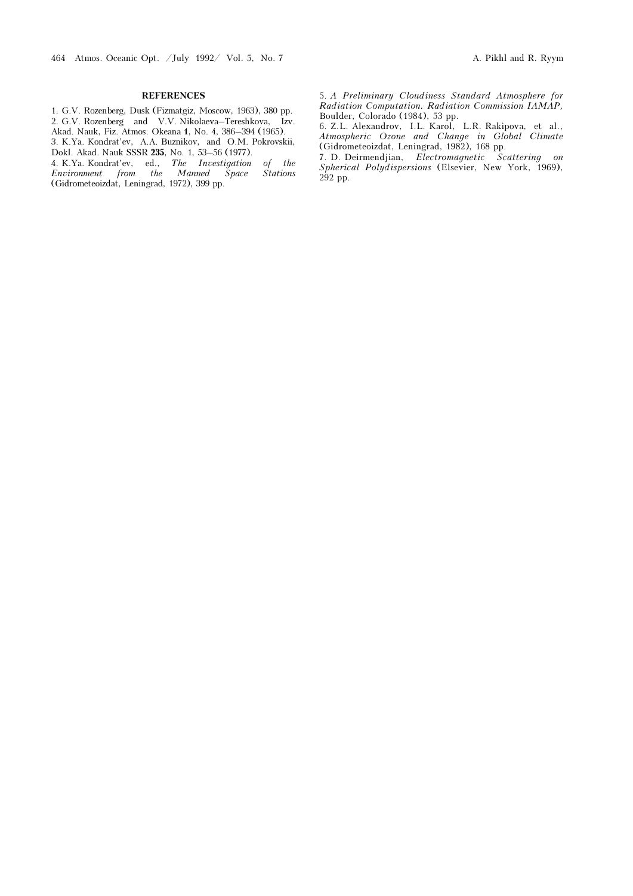## REFERENCES

1. G.V. Rozenberg, Dusk (Fizmatgiz, Moscow, 1963), 380 pp.
2. G.V. Rozenberg and V.V. Nikolaeva–Tereshkova, Izv. Akad. Nauk, Fiz. Atmos. Okeana **1**, No. 4, 386–394 (1965).
3. K.Ya. Kondrat'ev, A.A. Buznikov, and O.M. Pokrovskii, Dokl. Akad. Nauk SSSR **235**, No. 1, 53–56 (1977).
4. K.Ya. Kondrat'ev, ed., *The Investigation of the Environment from the Manned Space Stations* (Gidrometeoizdat, Leningrad, 1972), 399 pp.
5. *A Preliminary Cloudiness Standard Atmosphere for Radiation Computation. Radiation Commission IAMAP,* Boulder, Colorado (1984), 53 pp.
6. Z.L. Alexandrov, I.L. Karol, L.R. Rakipova, et al., *Atmospheric Ozone and Change in Global Climate* (Gidrometeoizdat, Leningrad, 1982), 168 pp.
7. D. Deirmendjian, *Electromagnetic Scattering on Spherical Polydispersions* (Elsevier, New York, 1969), 292 pp.